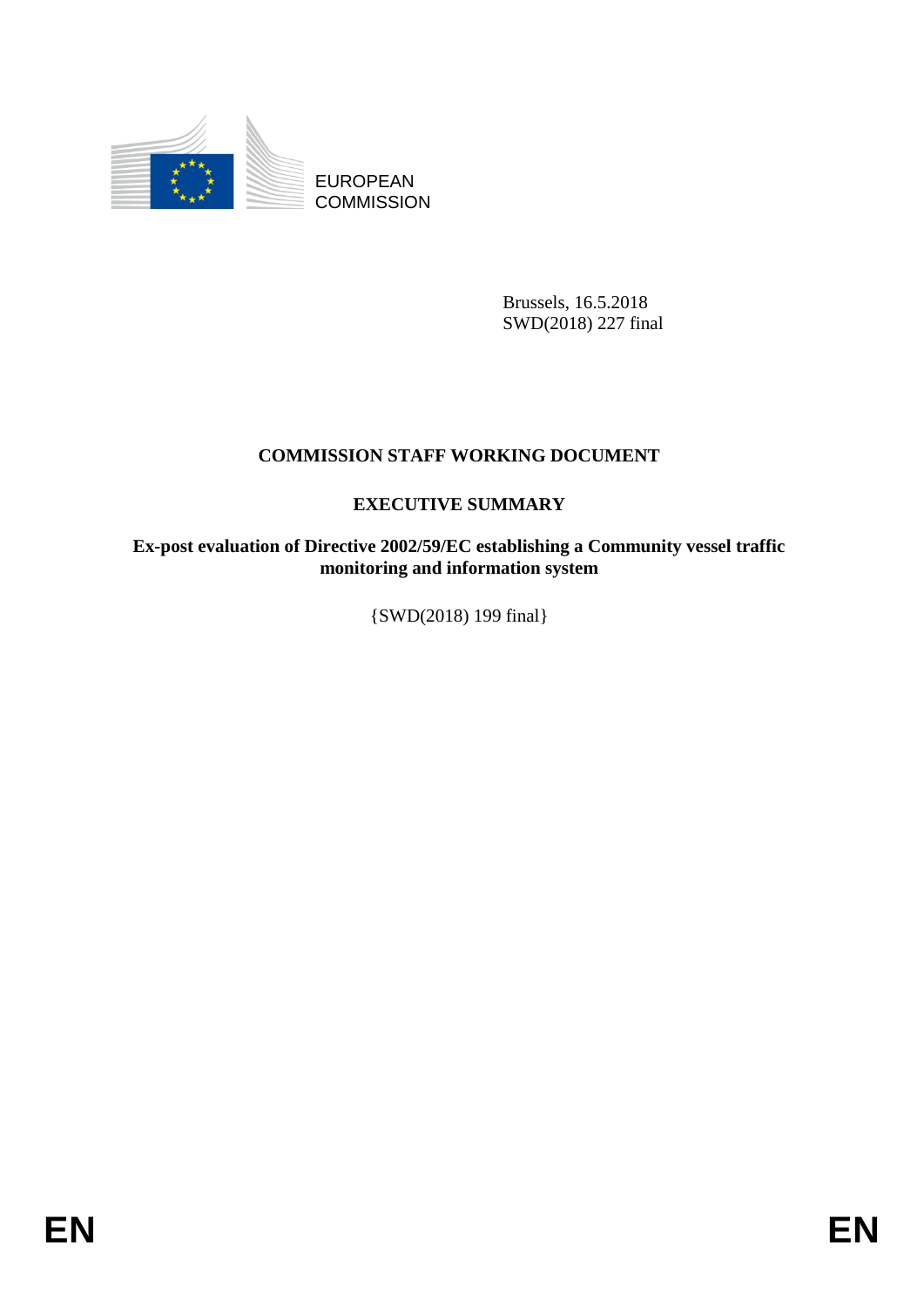EUROPEAN COMMISSION

Brussels, 16.5.2018
SWD(2018) 227 final

# COMMISSION STAFF WORKING DOCUMENT

## EXECUTIVE SUMMARY

**Ex-post evaluation of Directive 2002/59/EC establishing a Community vessel traffic monitoring and information system**

{SWD(2018) 199 final}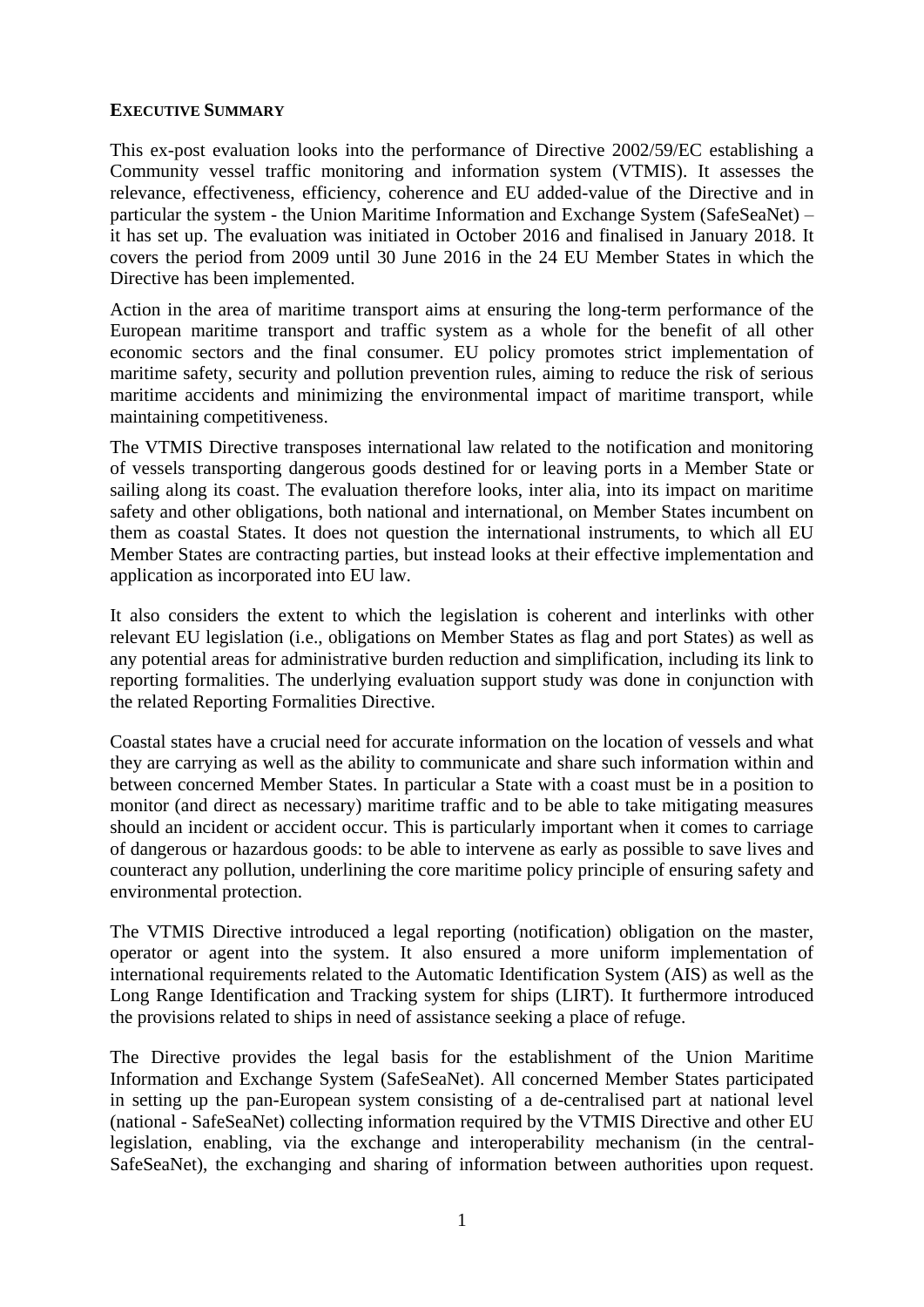## EXECUTIVE SUMMARY

This ex-post evaluation looks into the performance of Directive 2002/59/EC establishing a Community vessel traffic monitoring and information system (VTMIS). It assesses the relevance, effectiveness, efficiency, coherence and EU added-value of the Directive and in particular the system - the Union Maritime Information and Exchange System (SafeSeaNet) – it has set up. The evaluation was initiated in October 2016 and finalised in January 2018. It covers the period from 2009 until 30 June 2016 in the 24 EU Member States in which the Directive has been implemented.

Action in the area of maritime transport aims at ensuring the long-term performance of the European maritime transport and traffic system as a whole for the benefit of all other economic sectors and the final consumer. EU policy promotes strict implementation of maritime safety, security and pollution prevention rules, aiming to reduce the risk of serious maritime accidents and minimizing the environmental impact of maritime transport, while maintaining competitiveness.

The VTMIS Directive transposes international law related to the notification and monitoring of vessels transporting dangerous goods destined for or leaving ports in a Member State or sailing along its coast. The evaluation therefore looks, inter alia, into its impact on maritime safety and other obligations, both national and international, on Member States incumbent on them as coastal States. It does not question the international instruments, to which all EU Member States are contracting parties, but instead looks at their effective implementation and application as incorporated into EU law.

It also considers the extent to which the legislation is coherent and interlinks with other relevant EU legislation (i.e., obligations on Member States as flag and port States) as well as any potential areas for administrative burden reduction and simplification, including its link to reporting formalities. The underlying evaluation support study was done in conjunction with the related Reporting Formalities Directive.

Coastal states have a crucial need for accurate information on the location of vessels and what they are carrying as well as the ability to communicate and share such information within and between concerned Member States. In particular a State with a coast must be in a position to monitor (and direct as necessary) maritime traffic and to be able to take mitigating measures should an incident or accident occur. This is particularly important when it comes to carriage of dangerous or hazardous goods: to be able to intervene as early as possible to save lives and counteract any pollution, underlining the core maritime policy principle of ensuring safety and environmental protection.

The VTMIS Directive introduced a legal reporting (notification) obligation on the master, operator or agent into the system. It also ensured a more uniform implementation of international requirements related to the Automatic Identification System (AIS) as well as the Long Range Identification and Tracking system for ships (LIRT). It furthermore introduced the provisions related to ships in need of assistance seeking a place of refuge.

The Directive provides the legal basis for the establishment of the Union Maritime Information and Exchange System (SafeSeaNet). All concerned Member States participated in setting up the pan-European system consisting of a de-centralised part at national level (national - SafeSeaNet) collecting information required by the VTMIS Directive and other EU legislation, enabling, via the exchange and interoperability mechanism (in the central-SafeSeaNet), the exchanging and sharing of information between authorities upon request.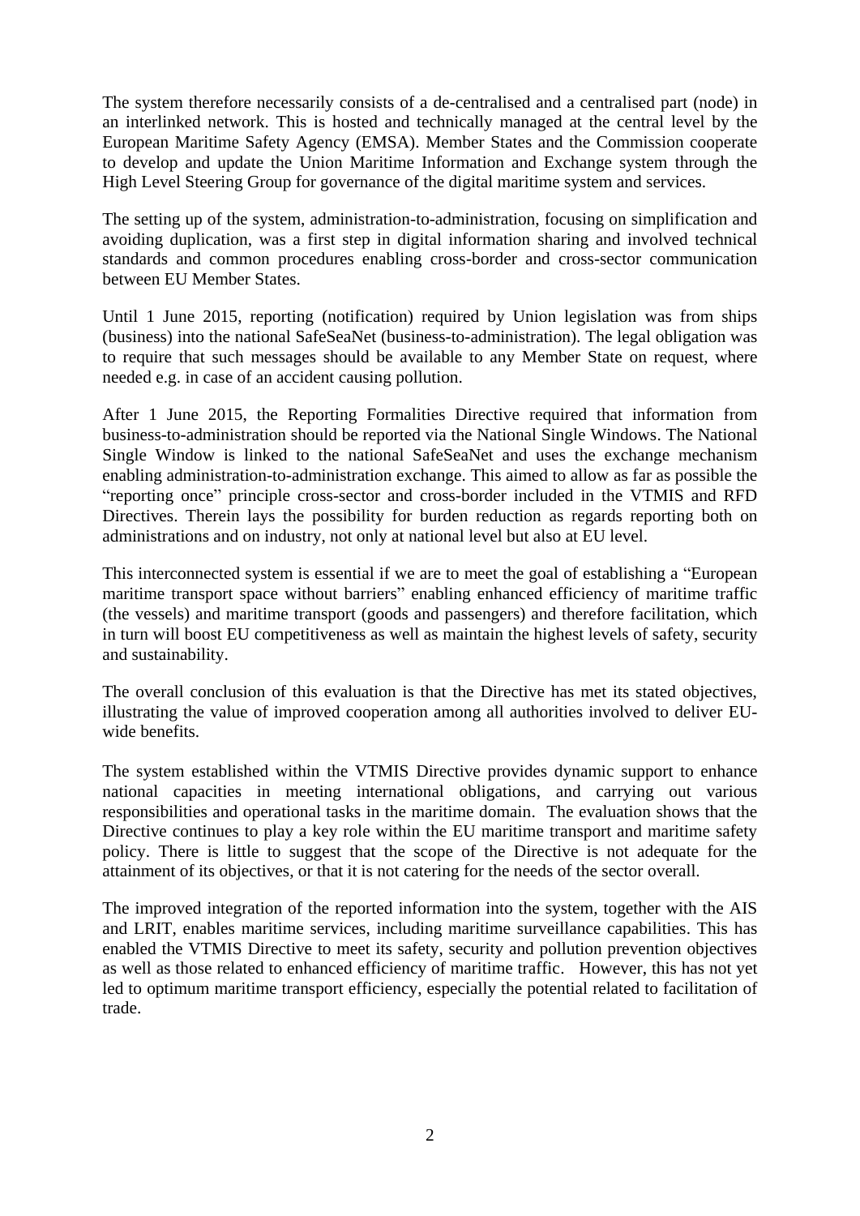The system therefore necessarily consists of a de-centralised and a centralised part (node) in an interlinked network. This is hosted and technically managed at the central level by the European Maritime Safety Agency (EMSA). Member States and the Commission cooperate to develop and update the Union Maritime Information and Exchange system through the High Level Steering Group for governance of the digital maritime system and services.

The setting up of the system, administration-to-administration, focusing on simplification and avoiding duplication, was a first step in digital information sharing and involved technical standards and common procedures enabling cross-border and cross-sector communication between EU Member States.

Until 1 June 2015, reporting (notification) required by Union legislation was from ships (business) into the national SafeSeaNet (business-to-administration). The legal obligation was to require that such messages should be available to any Member State on request, where needed e.g. in case of an accident causing pollution.

After 1 June 2015, the Reporting Formalities Directive required that information from business-to-administration should be reported via the National Single Windows. The National Single Window is linked to the national SafeSeaNet and uses the exchange mechanism enabling administration-to-administration exchange. This aimed to allow as far as possible the "reporting once" principle cross-sector and cross-border included in the VTMIS and RFD Directives. Therein lays the possibility for burden reduction as regards reporting both on administrations and on industry, not only at national level but also at EU level.

This interconnected system is essential if we are to meet the goal of establishing a "European maritime transport space without barriers" enabling enhanced efficiency of maritime traffic (the vessels) and maritime transport (goods and passengers) and therefore facilitation, which in turn will boost EU competitiveness as well as maintain the highest levels of safety, security and sustainability.

The overall conclusion of this evaluation is that the Directive has met its stated objectives, illustrating the value of improved cooperation among all authorities involved to deliver EU-wide benefits.

The system established within the VTMIS Directive provides dynamic support to enhance national capacities in meeting international obligations, and carrying out various responsibilities and operational tasks in the maritime domain. The evaluation shows that the Directive continues to play a key role within the EU maritime transport and maritime safety policy. There is little to suggest that the scope of the Directive is not adequate for the attainment of its objectives, or that it is not catering for the needs of the sector overall.

The improved integration of the reported information into the system, together with the AIS and LRIT, enables maritime services, including maritime surveillance capabilities. This has enabled the VTMIS Directive to meet its safety, security and pollution prevention objectives as well as those related to enhanced efficiency of maritime traffic. However, this has not yet led to optimum maritime transport efficiency, especially the potential related to facilitation of trade.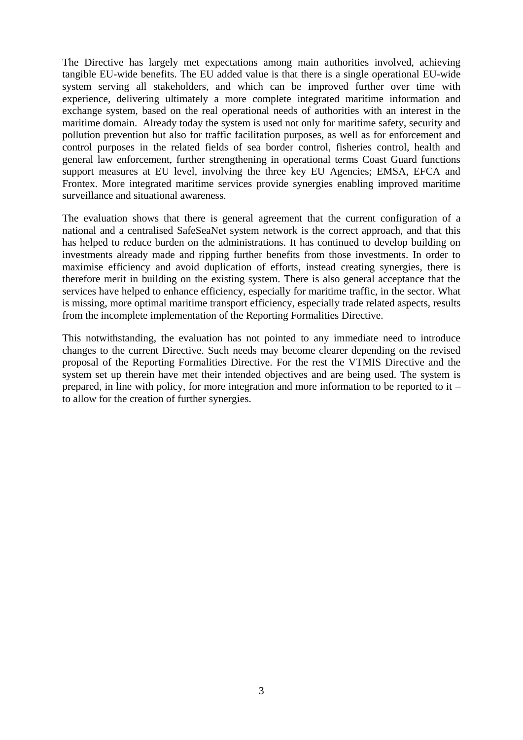The Directive has largely met expectations among main authorities involved, achieving tangible EU-wide benefits. The EU added value is that there is a single operational EU-wide system serving all stakeholders, and which can be improved further over time with experience, delivering ultimately a more complete integrated maritime information and exchange system, based on the real operational needs of authorities with an interest in the maritime domain.  Already today the system is used not only for maritime safety, security and pollution prevention but also for traffic facilitation purposes, as well as for enforcement and control purposes in the related fields of sea border control, fisheries control, health and general law enforcement, further strengthening in operational terms Coast Guard functions support measures at EU level, involving the three key EU Agencies; EMSA, EFCA and Frontex. More integrated maritime services provide synergies enabling improved maritime surveillance and situational awareness.

The evaluation shows that there is general agreement that the current configuration of a national and a centralised SafeSeaNet system network is the correct approach, and that this has helped to reduce burden on the administrations. It has continued to develop building on investments already made and ripping further benefits from those investments. In order to maximise efficiency and avoid duplication of efforts, instead creating synergies, there is therefore merit in building on the existing system. There is also general acceptance that the services have helped to enhance efficiency, especially for maritime traffic, in the sector. What is missing, more optimal maritime transport efficiency, especially trade related aspects, results from the incomplete implementation of the Reporting Formalities Directive.

This notwithstanding, the evaluation has not pointed to any immediate need to introduce changes to the current Directive. Such needs may become clearer depending on the revised proposal of the Reporting Formalities Directive. For the rest the VTMIS Directive and the system set up therein have met their intended objectives and are being used. The system is prepared, in line with policy, for more integration and more information to be reported to it – to allow for the creation of further synergies.